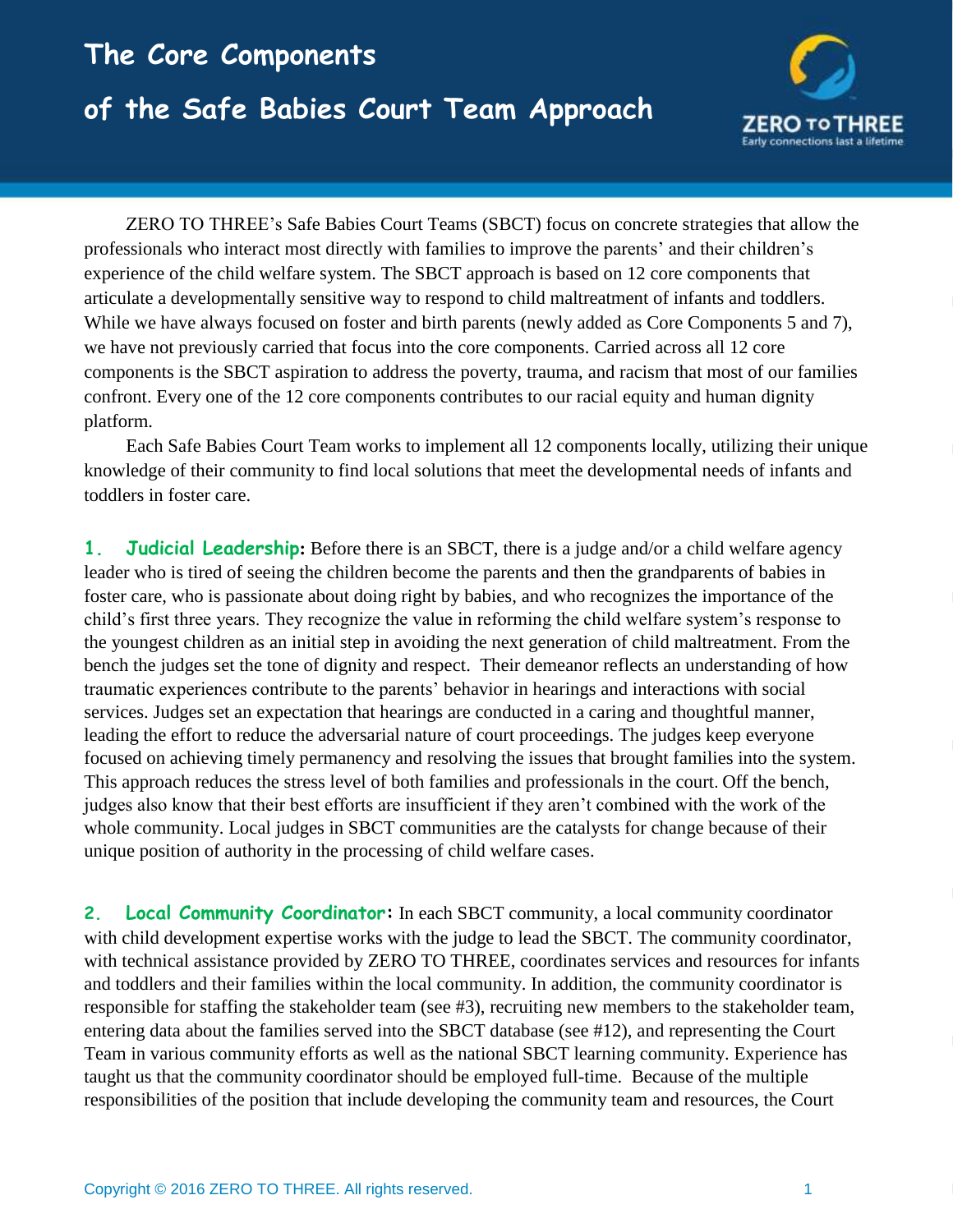# The Core Components of the Safe Babies Court Team Approach

ZERO TO THREE's Safe Babies Court Teams (SBCT) focus on concrete strategies that allow the professionals who interact most directly with families to improve the parents' and their children's experience of the child welfare system. The SBCT approach is based on 12 core components that articulate a developmentally sensitive way to respond to child maltreatment of infants and toddlers. While we have always focused on foster and birth parents (newly added as Core Components 5 and 7), we have not previously carried that focus into the core components. Carried across all 12 core components is the SBCT aspiration to address the poverty, trauma, and racism that most of our families confront. Every one of the 12 core components contributes to our racial equity and human dignity platform.

Each Safe Babies Court Team works to implement all 12 components locally, utilizing their unique knowledge of their community to find local solutions that meet the developmental needs of infants and toddlers in foster care.

**1. Judicial Leadership:** Before there is an SBCT, there is a judge and/or a child welfare agency leader who is tired of seeing the children become the parents and then the grandparents of babies in foster care, who is passionate about doing right by babies, and who recognizes the importance of the child's first three years. They recognize the value in reforming the child welfare system's response to the youngest children as an initial step in avoiding the next generation of child maltreatment. From the bench the judges set the tone of dignity and respect. Their demeanor reflects an understanding of how traumatic experiences contribute to the parents' behavior in hearings and interactions with social services. Judges set an expectation that hearings are conducted in a caring and thoughtful manner, leading the effort to reduce the adversarial nature of court proceedings. The judges keep everyone focused on achieving timely permanency and resolving the issues that brought families into the system. This approach reduces the stress level of both families and professionals in the court. Off the bench, judges also know that their best efforts are insufficient if they aren't combined with the work of the whole community. Local judges in SBCT communities are the catalysts for change because of their unique position of authority in the processing of child welfare cases.

**2. Local Community Coordinator:** In each SBCT community, a local community coordinator with child development expertise works with the judge to lead the SBCT. The community coordinator, with technical assistance provided by ZERO TO THREE, coordinates services and resources for infants and toddlers and their families within the local community. In addition, the community coordinator is responsible for staffing the stakeholder team (see #3), recruiting new members to the stakeholder team, entering data about the families served into the SBCT database (see #12), and representing the Court Team in various community efforts as well as the national SBCT learning community. Experience has taught us that the community coordinator should be employed full-time. Because of the multiple responsibilities of the position that include developing the community team and resources, the Court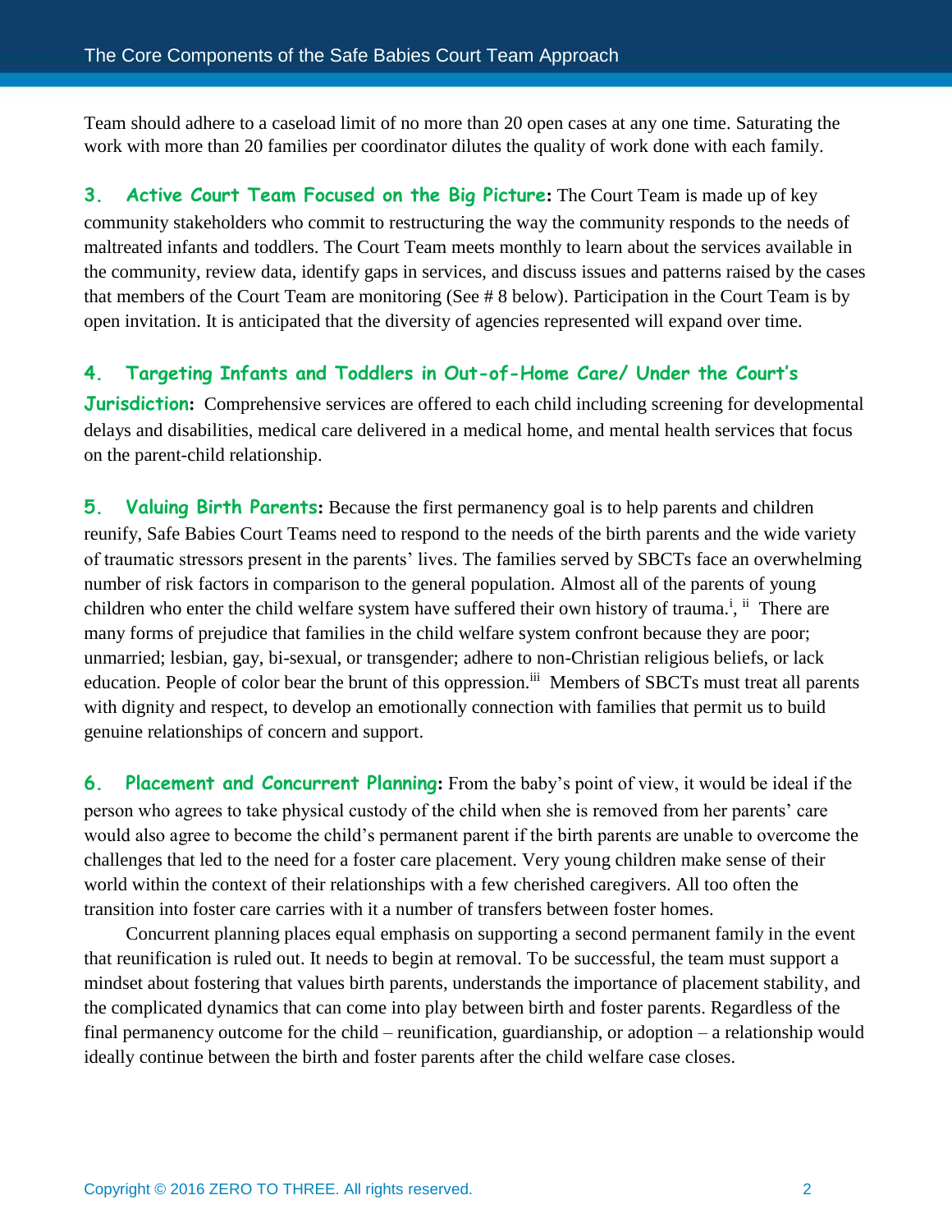Team should adhere to a caseload limit of no more than 20 open cases at any one time. Saturating the work with more than 20 families per coordinator dilutes the quality of work done with each family.

**3. Active Court Team Focused on the Big Picture:** The Court Team is made up of key community stakeholders who commit to restructuring the way the community responds to the needs of maltreated infants and toddlers. The Court Team meets monthly to learn about the services available in the community, review data, identify gaps in services, and discuss issues and patterns raised by the cases that members of the Court Team are monitoring (See # 8 below). Participation in the Court Team is by open invitation. It is anticipated that the diversity of agencies represented will expand over time.

**4. Targeting Infants and Toddlers in Out-of-Home Care/ Under the Court's Jurisdiction:** Comprehensive services are offered to each child including screening for developmental delays and disabilities, medical care delivered in a medical home, and mental health services that focus on the parent-child relationship.

**5. Valuing Birth Parents:** Because the first permanency goal is to help parents and children reunify, Safe Babies Court Teams need to respond to the needs of the birth parents and the wide variety of traumatic stressors present in the parents' lives. The families served by SBCTs face an overwhelming number of risk factors in comparison to the general population. Almost all of the parents of young children who enter the child welfare system have suffered their own history of trauma.[i], [ii] There are many forms of prejudice that families in the child welfare system confront because they are poor; unmarried; lesbian, gay, bi-sexual, or transgender; adhere to non-Christian religious beliefs, or lack education. People of color bear the brunt of this oppression.[iii] Members of SBCTs must treat all parents with dignity and respect, to develop an emotionally connection with families that permit us to build genuine relationships of concern and support.

**6. Placement and Concurrent Planning:** From the baby's point of view, it would be ideal if the person who agrees to take physical custody of the child when she is removed from her parents' care would also agree to become the child's permanent parent if the birth parents are unable to overcome the challenges that led to the need for a foster care placement. Very young children make sense of their world within the context of their relationships with a few cherished caregivers. All too often the transition into foster care carries with it a number of transfers between foster homes.

Concurrent planning places equal emphasis on supporting a second permanent family in the event that reunification is ruled out. It needs to begin at removal. To be successful, the team must support a mindset about fostering that values birth parents, understands the importance of placement stability, and the complicated dynamics that can come into play between birth and foster parents. Regardless of the final permanency outcome for the child – reunification, guardianship, or adoption – a relationship would ideally continue between the birth and foster parents after the child welfare case closes.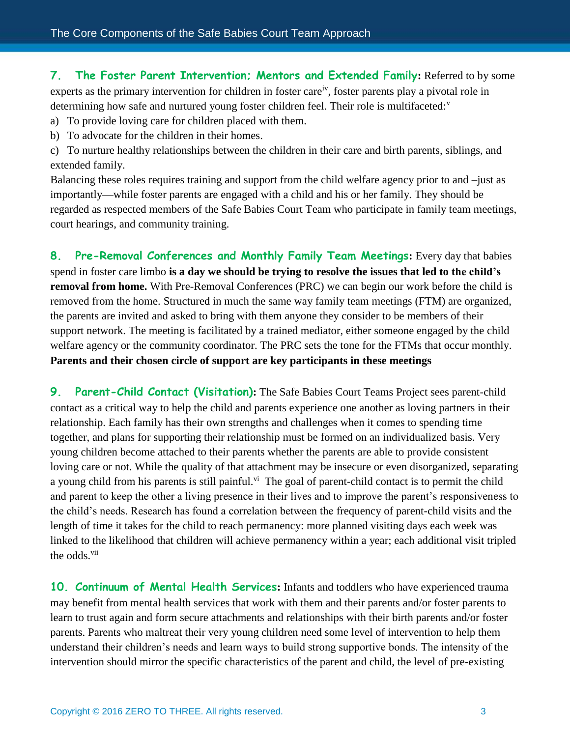**7. The Foster Parent Intervention; Mentors and Extended Family:** Referred to by some experts as the primary intervention for children in foster care[iv], foster parents play a pivotal role in determining how safe and nurtured young foster children feel. Their role is multifaceted:[v]

a) To provide loving care for children placed with them.
b) To advocate for the children in their homes.
c) To nurture healthy relationships between the children in their care and birth parents, siblings, and extended family.

Balancing these roles requires training and support from the child welfare agency prior to and –just as importantly—while foster parents are engaged with a child and his or her family. They should be regarded as respected members of the Safe Babies Court Team who participate in family team meetings, court hearings, and community training.

**8. Pre-Removal Conferences and Monthly Family Team Meetings:** Every day that babies spend in foster care limbo **is a day we should be trying to resolve the issues that led to the child's removal from home.** With Pre-Removal Conferences (PRC) we can begin our work before the child is removed from the home. Structured in much the same way family team meetings (FTM) are organized, the parents are invited and asked to bring with them anyone they consider to be members of their support network. The meeting is facilitated by a trained mediator, either someone engaged by the child welfare agency or the community coordinator. The PRC sets the tone for the FTMs that occur monthly. **Parents and their chosen circle of support are key participants in these meetings**

**9. Parent-Child Contact (Visitation):** The Safe Babies Court Teams Project sees parent-child contact as a critical way to help the child and parents experience one another as loving partners in their relationship. Each family has their own strengths and challenges when it comes to spending time together, and plans for supporting their relationship must be formed on an individualized basis. Very young children become attached to their parents whether the parents are able to provide consistent loving care or not. While the quality of that attachment may be insecure or even disorganized, separating a young child from his parents is still painful.[vi] The goal of parent-child contact is to permit the child and parent to keep the other a living presence in their lives and to improve the parent's responsiveness to the child's needs. Research has found a correlation between the frequency of parent-child visits and the length of time it takes for the child to reach permanency: more planned visiting days each week was linked to the likelihood that children will achieve permanency within a year; each additional visit tripled the odds.[vii]

**10. Continuum of Mental Health Services:** Infants and toddlers who have experienced trauma may benefit from mental health services that work with them and their parents and/or foster parents to learn to trust again and form secure attachments and relationships with their birth parents and/or foster parents. Parents who maltreat their very young children need some level of intervention to help them understand their children's needs and learn ways to build strong supportive bonds. The intensity of the intervention should mirror the specific characteristics of the parent and child, the level of pre-existing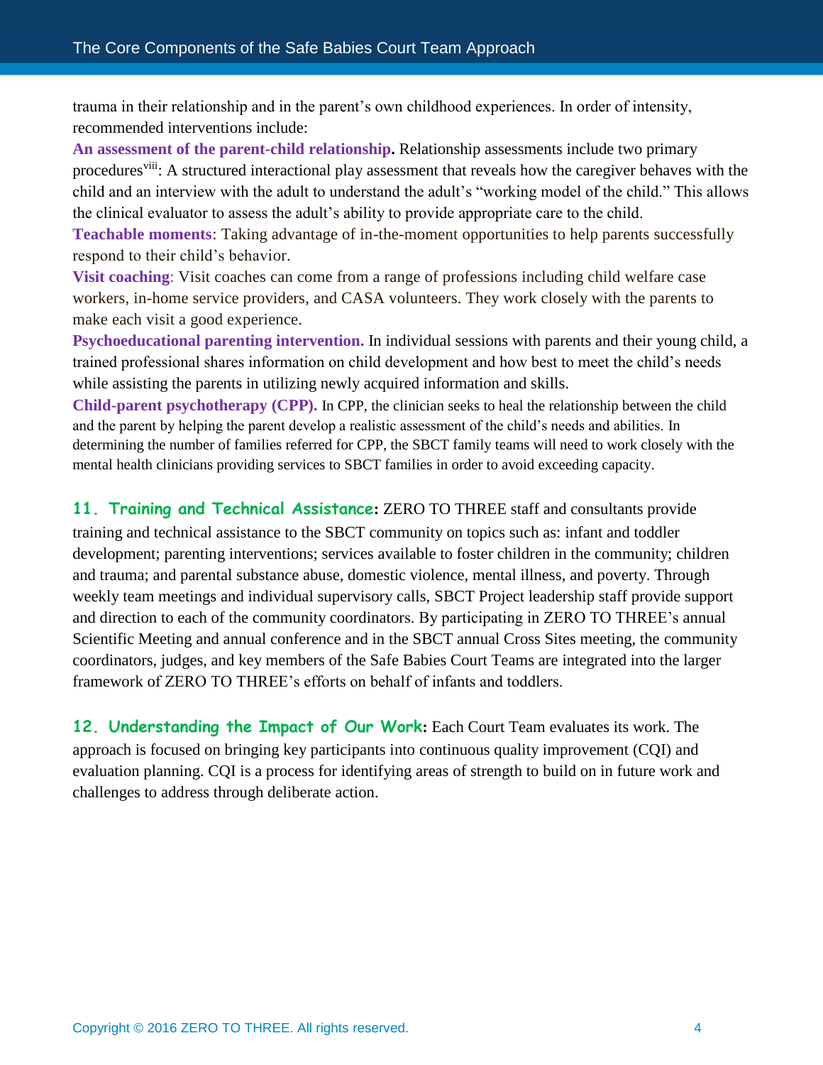trauma in their relationship and in the parent's own childhood experiences. In order of intensity, recommended interventions include:

**An assessment of the parent-child relationship.** Relationship assessments include two primary procedures[viii]: A structured interactional play assessment that reveals how the caregiver behaves with the child and an interview with the adult to understand the adult's "working model of the child." This allows the clinical evaluator to assess the adult's ability to provide appropriate care to the child.

**Teachable moments**: Taking advantage of in-the-moment opportunities to help parents successfully respond to their child's behavior.

**Visit coaching**: Visit coaches can come from a range of professions including child welfare case workers, in-home service providers, and CASA volunteers. They work closely with the parents to make each visit a good experience.

**Psychoeducational parenting intervention.** In individual sessions with parents and their young child, a trained professional shares information on child development and how best to meet the child's needs while assisting the parents in utilizing newly acquired information and skills.

**Child-parent psychotherapy (CPP).** In CPP, the clinician seeks to heal the relationship between the child and the parent by helping the parent develop a realistic assessment of the child's needs and abilities. In determining the number of families referred for CPP, the SBCT family teams will need to work closely with the mental health clinicians providing services to SBCT families in order to avoid exceeding capacity.

**11. Training and Technical Assistance:** ZERO TO THREE staff and consultants provide training and technical assistance to the SBCT community on topics such as: infant and toddler development; parenting interventions; services available to foster children in the community; children and trauma; and parental substance abuse, domestic violence, mental illness, and poverty. Through weekly team meetings and individual supervisory calls, SBCT Project leadership staff provide support and direction to each of the community coordinators. By participating in ZERO TO THREE's annual Scientific Meeting and annual conference and in the SBCT annual Cross Sites meeting, the community coordinators, judges, and key members of the Safe Babies Court Teams are integrated into the larger framework of ZERO TO THREE's efforts on behalf of infants and toddlers.

**12. Understanding the Impact of Our Work:** Each Court Team evaluates its work. The approach is focused on bringing key participants into continuous quality improvement (CQI) and evaluation planning. CQI is a process for identifying areas of strength to build on in future work and challenges to address through deliberate action.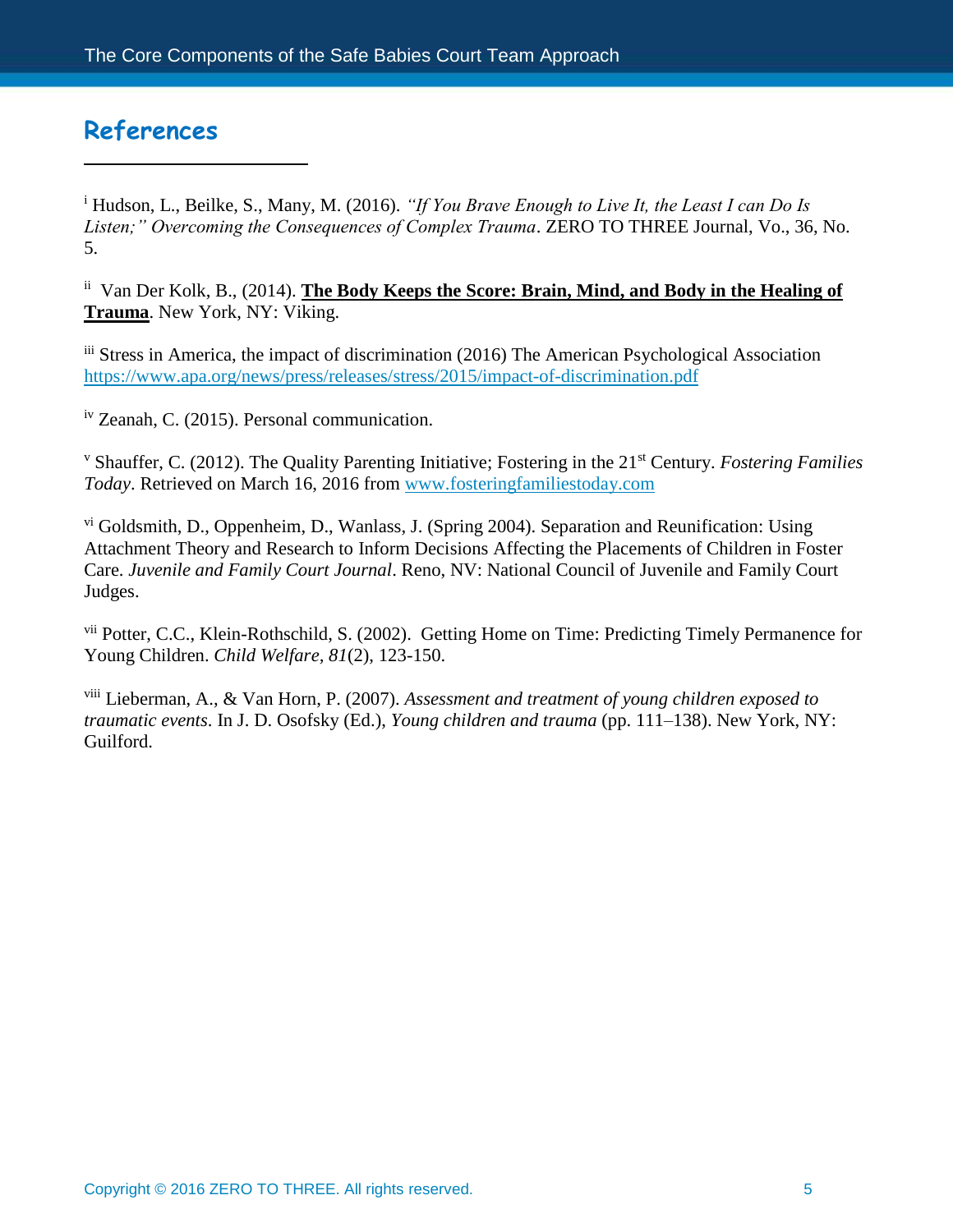## References

[i] Hudson, L., Beilke, S., Many, M. (2016). *"If You Brave Enough to Live It, the Least I can Do Is Listen;" Overcoming the Consequences of Complex Trauma*. ZERO TO THREE Journal, Vo., 36, No. 5.

[ii] Van Der Kolk, B., (2014). **The Body Keeps the Score: Brain, Mind, and Body in the Healing of Trauma**. New York, NY: Viking.

[iii] Stress in America, the impact of discrimination (2016) The American Psychological Association https://www.apa.org/news/press/releases/stress/2015/impact-of-discrimination.pdf

[iv] Zeanah, C. (2015). Personal communication.

[v] Shauffer, C. (2012). The Quality Parenting Initiative; Fostering in the 21st Century. *Fostering Families Today*. Retrieved on March 16, 2016 from www.fosteringfamiliestoday.com

[vi] Goldsmith, D., Oppenheim, D., Wanlass, J. (Spring 2004). Separation and Reunification: Using Attachment Theory and Research to Inform Decisions Affecting the Placements of Children in Foster Care. *Juvenile and Family Court Journal*. Reno, NV: National Council of Juvenile and Family Court Judges.

[vii] Potter, C.C., Klein-Rothschild, S. (2002). Getting Home on Time: Predicting Timely Permanence for Young Children. *Child Welfare, 81*(2), 123-150.

[viii] Lieberman, A., & Van Horn, P. (2007). *Assessment and treatment of young children exposed to traumatic events*. In J. D. Osofsky (Ed.), *Young children and trauma* (pp. 111–138). New York, NY: Guilford.